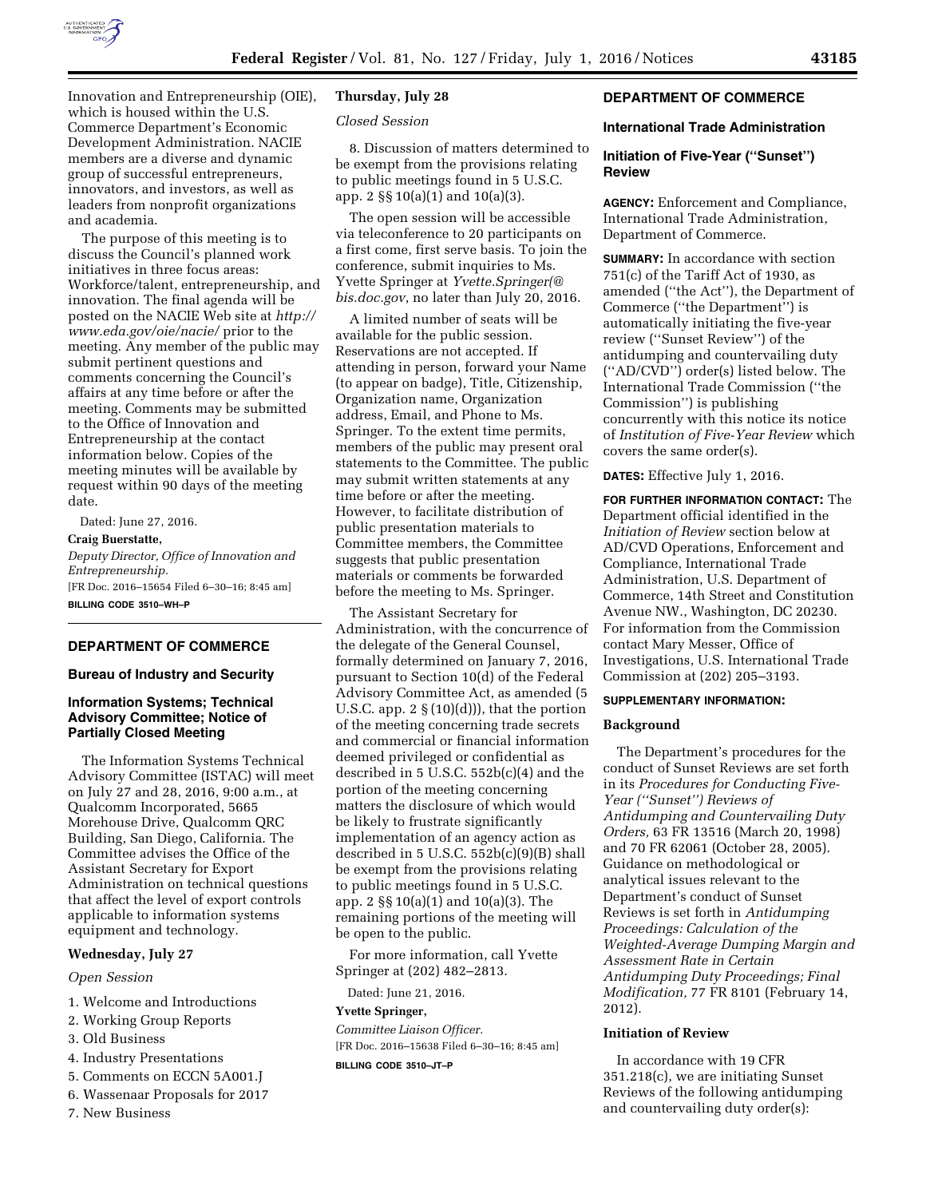Innovation and Entrepreneurship (OIE), which is housed within the U.S. Commerce Department's Economic Development Administration. NACIE members are a diverse and dynamic group of successful entrepreneurs, innovators, and investors, as well as leaders from nonprofit organizations and academia.

The purpose of this meeting is to discuss the Council's planned work initiatives in three focus areas: Workforce/talent, entrepreneurship, and innovation. The final agenda will be posted on the NACIE Web site at *http://www.eda.gov/oie/nacie/* prior to the meeting. Any member of the public may submit pertinent questions and comments concerning the Council's affairs at any time before or after the meeting. Comments may be submitted to the Office of Innovation and Entrepreneurship at the contact information below. Copies of the meeting minutes will be available by request within 90 days of the meeting date.

Dated: June 27, 2016.

**Craig Buerstatte,**

*Deputy Director, Office of Innovation and Entrepreneurship.*

[FR Doc. 2016–15654 Filed 6–30–16; 8:45 am]

**BILLING CODE 3510–WH–P**

## DEPARTMENT OF COMMERCE

### Bureau of Industry and Security

### Information Systems; Technical Advisory Committee; Notice of Partially Closed Meeting

The Information Systems Technical Advisory Committee (ISTAC) will meet on July 27 and 28, 2016, 9:00 a.m., at Qualcomm Incorporated, 5665 Morehouse Drive, Qualcomm QRC Building, San Diego, California. The Committee advises the Office of the Assistant Secretary for Export Administration on technical questions that affect the level of export controls applicable to information systems equipment and technology.

**Wednesday, July 27**

*Open Session*

1. Welcome and Introductions
2. Working Group Reports
3. Old Business
4. Industry Presentations
5. Comments on ECCN 5A001.J
6. Wassenaar Proposals for 2017
7. New Business

**Thursday, July 28**

*Closed Session*

8. Discussion of matters determined to be exempt from the provisions relating to public meetings found in 5 U.S.C. app. 2 §§ 10(a)(1) and 10(a)(3).

The open session will be accessible via teleconference to 20 participants on a first come, first serve basis. To join the conference, submit inquiries to Ms. Yvette Springer at *Yvette.Springer@bis.doc.gov*, no later than July 20, 2016.

A limited number of seats will be available for the public session. Reservations are not accepted. If attending in person, forward your Name (to appear on badge), Title, Citizenship, Organization name, Organization address, Email, and Phone to Ms. Springer. To the extent time permits, members of the public may present oral statements to the Committee. The public may submit written statements at any time before or after the meeting. However, to facilitate distribution of public presentation materials to Committee members, the Committee suggests that public presentation materials or comments be forwarded before the meeting to Ms. Springer.

The Assistant Secretary for Administration, with the concurrence of the delegate of the General Counsel, formally determined on January 7, 2016, pursuant to Section 10(d) of the Federal Advisory Committee Act, as amended (5 U.S.C. app. 2 § (10)(d))), that the portion of the meeting concerning trade secrets and commercial or financial information deemed privileged or confidential as described in 5 U.S.C. 552b(c)(4) and the portion of the meeting concerning matters the disclosure of which would be likely to frustrate significantly implementation of an agency action as described in 5 U.S.C. 552b(c)(9)(B) shall be exempt from the provisions relating to public meetings found in 5 U.S.C. app. 2 §§ 10(a)(1) and 10(a)(3). The remaining portions of the meeting will be open to the public.

For more information, call Yvette Springer at (202) 482–2813.

Dated: June 21, 2016.

**Yvette Springer,**

*Committee Liaison Officer.*

[FR Doc. 2016–15638 Filed 6–30–16; 8:45 am]

**BILLING CODE 3510–JT–P**

## DEPARTMENT OF COMMERCE

### International Trade Administration

### Initiation of Five-Year ("Sunset") Review

**AGENCY:** Enforcement and Compliance, International Trade Administration, Department of Commerce.

**SUMMARY:** In accordance with section 751(c) of the Tariff Act of 1930, as amended ("the Act"), the Department of Commerce ("the Department") is automatically initiating the five-year review ("Sunset Review") of the antidumping and countervailing duty ("AD/CVD") order(s) listed below. The International Trade Commission ("the Commission") is publishing concurrently with this notice its notice of *Institution of Five-Year Review* which covers the same order(s).

**DATES:** Effective July 1, 2016.

**FOR FURTHER INFORMATION CONTACT:** The Department official identified in the *Initiation of Review* section below at AD/CVD Operations, Enforcement and Compliance, International Trade Administration, U.S. Department of Commerce, 14th Street and Constitution Avenue NW., Washington, DC 20230. For information from the Commission contact Mary Messer, Office of Investigations, U.S. International Trade Commission at (202) 205–3193.

**SUPPLEMENTARY INFORMATION:**

**Background**

The Department's procedures for the conduct of Sunset Reviews are set forth in its *Procedures for Conducting Five-Year ("Sunset") Reviews of Antidumping and Countervailing Duty Orders,* 63 FR 13516 (March 20, 1998) and 70 FR 62061 (October 28, 2005). Guidance on methodological or analytical issues relevant to the Department's conduct of Sunset Reviews is set forth in *Antidumping Proceedings: Calculation of the Weighted-Average Dumping Margin and Assessment Rate in Certain Antidumping Duty Proceedings; Final Modification,* 77 FR 8101 (February 14, 2012).

**Initiation of Review**

In accordance with 19 CFR 351.218(c), we are initiating Sunset Reviews of the following antidumping and countervailing duty order(s):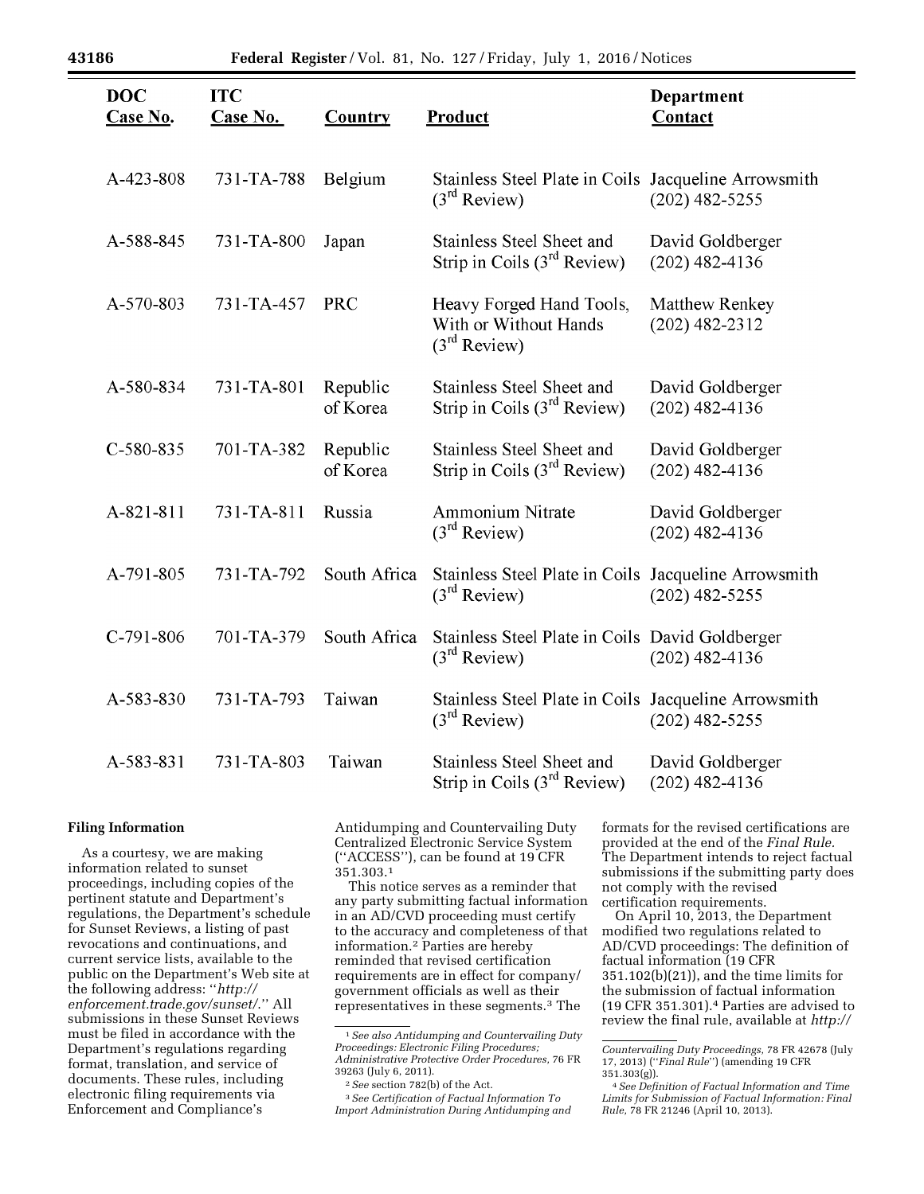| DOC Case No. | ITC Case No. | Country | Product | Department Contact |
|---|---|---|---|---|
| A-423-808 | 731-TA-788 | Belgium | Stainless Steel Plate in Coils (3rd Review) | Jacqueline Arrowsmith (202) 482-5255 |
| A-588-845 | 731-TA-800 | Japan | Stainless Steel Sheet and Strip in Coils (3rd Review) | David Goldberger (202) 482-4136 |
| A-570-803 | 731-TA-457 | PRC | Heavy Forged Hand Tools, With or Without Hands (3rd Review) | Matthew Renkey (202) 482-2312 |
| A-580-834 | 731-TA-801 | Republic of Korea | Stainless Steel Sheet and Strip in Coils (3rd Review) | David Goldberger (202) 482-4136 |
| C-580-835 | 701-TA-382 | Republic of Korea | Stainless Steel Sheet and Strip in Coils (3rd Review) | David Goldberger (202) 482-4136 |
| A-821-811 | 731-TA-811 | Russia | Ammonium Nitrate (3rd Review) | David Goldberger (202) 482-4136 |
| A-791-805 | 731-TA-792 | South Africa | Stainless Steel Plate in Coils (3rd Review) | Jacqueline Arrowsmith (202) 482-5255 |
| C-791-806 | 701-TA-379 | South Africa | Stainless Steel Plate in Coils (3rd Review) | David Goldberger (202) 482-4136 |
| A-583-830 | 731-TA-793 | Taiwan | Stainless Steel Plate in Coils (3rd Review) | Jacqueline Arrowsmith (202) 482-5255 |
| A-583-831 | 731-TA-803 | Taiwan | Stainless Steel Sheet and Strip in Coils (3rd Review) | David Goldberger (202) 482-4136 |

**Filing Information**

As a courtesy, we are making information related to sunset proceedings, including copies of the pertinent statute and Department's regulations, the Department's schedule for Sunset Reviews, a listing of past revocations and continuations, and current service lists, available to the public on the Department's Web site at the following address: "*http://enforcement.trade.gov/sunset/*." All submissions in these Sunset Reviews must be filed in accordance with the Department's regulations regarding format, translation, and service of documents. These rules, including electronic filing requirements via Enforcement and Compliance's Antidumping and Countervailing Duty Centralized Electronic Service System ("ACCESS"), can be found at 19 CFR 351.303.[1]

This notice serves as a reminder that any party submitting factual information in an AD/CVD proceeding must certify to the accuracy and completeness of that information.[2] Parties are hereby reminded that revised certification requirements are in effect for company/government officials as well as their representatives in these segments.[3] The formats for the revised certifications are provided at the end of the *Final Rule.* The Department intends to reject factual submissions if the submitting party does not comply with the revised certification requirements.

On April 10, 2013, the Department modified two regulations related to AD/CVD proceedings: The definition of factual information (19 CFR 351.102(b)(21)), and the time limits for the submission of factual information (19 CFR 351.301).[4] Parties are advised to review the final rule, available at *http://*

---

[1] *See also Antidumping and Countervailing Duty Proceedings: Electronic Filing Procedures; Administrative Protective Order Procedures,* 76 FR 39263 (July 6, 2011).

[2] *See* section 782(b) of the Act.

[3] *See Certification of Factual Information To Import Administration During Antidumping and Countervailing Duty Proceedings,* 78 FR 42678 (July 17, 2013) ("*Final Rule*") (amending 19 CFR 351.303(g)).

[4] *See Definition of Factual Information and Time Limits for Submission of Factual Information: Final Rule,* 78 FR 21246 (April 10, 2013).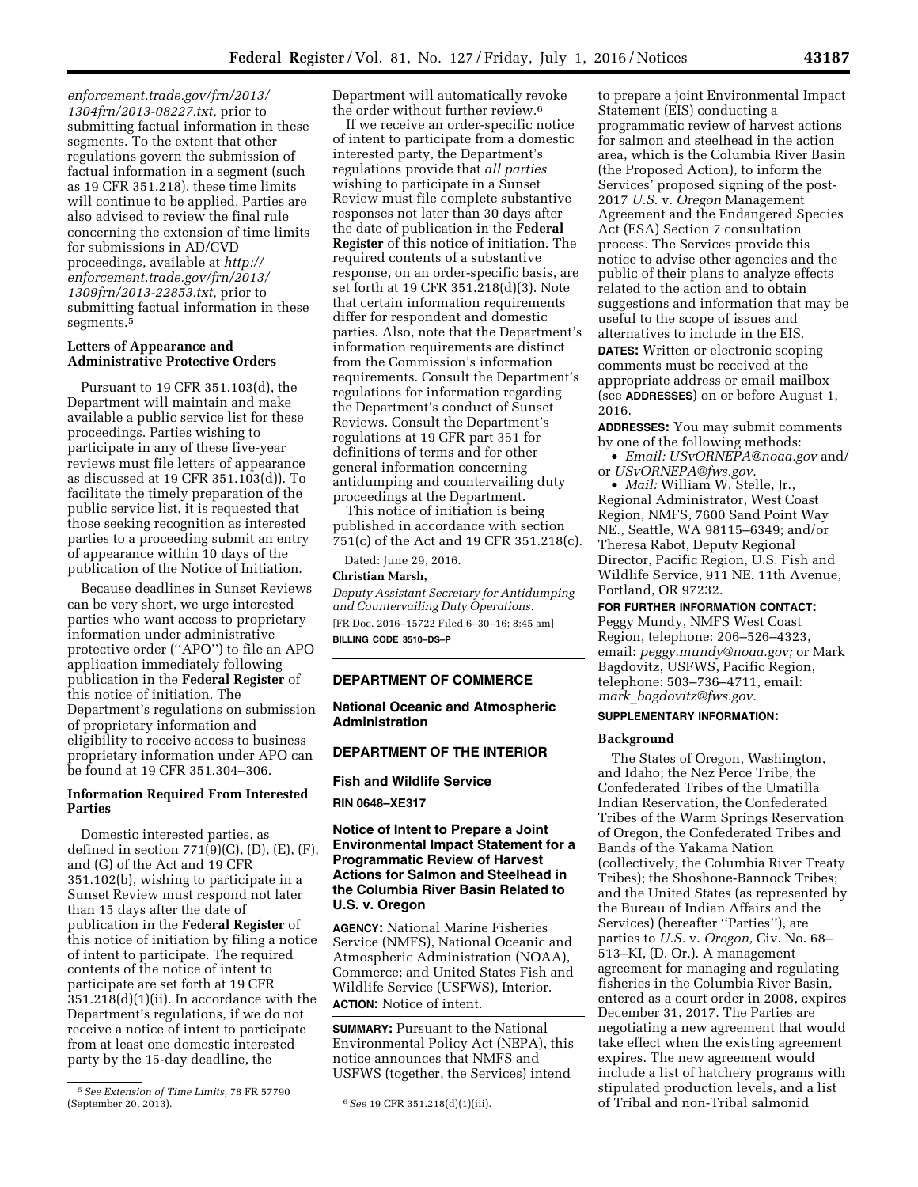*enforcement.trade.gov/frn/2013/1304frn/2013-08227.txt,* prior to submitting factual information in these segments. To the extent that other regulations govern the submission of factual information in a segment (such as 19 CFR 351.218), these time limits will continue to be applied. Parties are also advised to review the final rule concerning the extension of time limits for submissions in AD/CVD proceedings, available at *http://enforcement.trade.gov/frn/2013/1309frn/2013-22853.txt,* prior to submitting factual information in these segments.[5]

### Letters of Appearance and Administrative Protective Orders

Pursuant to 19 CFR 351.103(d), the Department will maintain and make available a public service list for these proceedings. Parties wishing to participate in any of these five-year reviews must file letters of appearance as discussed at 19 CFR 351.103(d)). To facilitate the timely preparation of the public service list, it is requested that those seeking recognition as interested parties to a proceeding submit an entry of appearance within 10 days of the publication of the Notice of Initiation.

Because deadlines in Sunset Reviews can be very short, we urge interested parties who want access to proprietary information under administrative protective order (''APO'') to file an APO application immediately following publication in the **Federal Register** of this notice of initiation. The Department's regulations on submission of proprietary information and eligibility to receive access to business proprietary information under APO can be found at 19 CFR 351.304–306.

### Information Required From Interested Parties

Domestic interested parties, as defined in section 771(9)(C), (D), (E), (F), and (G) of the Act and 19 CFR 351.102(b), wishing to participate in a Sunset Review must respond not later than 15 days after the date of publication in the **Federal Register** of this notice of initiation by filing a notice of intent to participate. The required contents of the notice of intent to participate are set forth at 19 CFR 351.218(d)(1)(ii). In accordance with the Department's regulations, if we do not receive a notice of intent to participate from at least one domestic interested party by the 15-day deadline, the Department will automatically revoke the order without further review.[6]

If we receive an order-specific notice of intent to participate from a domestic interested party, the Department's regulations provide that *all parties* wishing to participate in a Sunset Review must file complete substantive responses not later than 30 days after the date of publication in the **Federal Register** of this notice of initiation. The required contents of a substantive response, on an order-specific basis, are set forth at 19 CFR 351.218(d)(3). Note that certain information requirements differ for respondent and domestic parties. Also, note that the Department's information requirements are distinct from the Commission's information requirements. Consult the Department's regulations for information regarding the Department's conduct of Sunset Reviews. Consult the Department's regulations at 19 CFR part 351 for definitions of terms and for other general information concerning antidumping and countervailing duty proceedings at the Department.

This notice of initiation is being published in accordance with section 751(c) of the Act and 19 CFR 351.218(c).

Dated: June 29, 2016.

**Christian Marsh,**

*Deputy Assistant Secretary for Antidumping and Countervailing Duty Operations.*

[FR Doc. 2016–15722 Filed 6–30–16; 8:45 am]

**BILLING CODE 3510–DS–P**

[5] *See Extension of Time Limits,* 78 FR 57790 (September 20, 2013).

[6] *See* 19 CFR 351.218(d)(1)(iii).

---

## DEPARTMENT OF COMMERCE

### National Oceanic and Atmospheric Administration

## DEPARTMENT OF THE INTERIOR

### Fish and Wildlife Service

**RIN 0648–XE317**

### Notice of Intent to Prepare a Joint Environmental Impact Statement for a Programmatic Review of Harvest Actions for Salmon and Steelhead in the Columbia River Basin Related to U.S. v. Oregon

**AGENCY:** National Marine Fisheries Service (NMFS), National Oceanic and Atmospheric Administration (NOAA), Commerce; and United States Fish and Wildlife Service (USFWS), Interior.

**ACTION:** Notice of intent.

**SUMMARY:** Pursuant to the National Environmental Policy Act (NEPA), this notice announces that NMFS and USFWS (together, the Services) intend to prepare a joint Environmental Impact Statement (EIS) conducting a programmatic review of harvest actions for salmon and steelhead in the action area, which is the Columbia River Basin (the Proposed Action), to inform the Services' proposed signing of the post-2017 *U.S.* v. *Oregon* Management Agreement and the Endangered Species Act (ESA) Section 7 consultation process. The Services provide this notice to advise other agencies and the public of their plans to analyze effects related to the action and to obtain suggestions and information that may be useful to the scope of issues and alternatives to include in the EIS.

**DATES:** Written or electronic scoping comments must be received at the appropriate address or email mailbox (see **ADDRESSES**) on or before August 1, 2016.

**ADDRESSES:** You may submit comments by one of the following methods:

- *Email: USvORNEPA@noaa.gov* and/or *USvORNEPA@fws.gov.*
- *Mail:* William W. Stelle, Jr., Regional Administrator, West Coast Region, NMFS, 7600 Sand Point Way NE., Seattle, WA 98115–6349; and/or Theresa Rabot, Deputy Regional Director, Pacific Region, U.S. Fish and Wildlife Service, 911 NE. 11th Avenue, Portland, OR 97232.

**FOR FURTHER INFORMATION CONTACT:** Peggy Mundy, NMFS West Coast Region, telephone: 206–526–4323, email: *peggy.mundy@noaa.gov;* or Mark Bagdovitz, USFWS, Pacific Region, telephone: 503–736–4711, email: *mark_bagdovitz@fws.gov.*

**SUPPLEMENTARY INFORMATION:**

### Background

The States of Oregon, Washington, and Idaho; the Nez Perce Tribe, the Confederated Tribes of the Umatilla Indian Reservation, the Confederated Tribes of the Warm Springs Reservation of Oregon, the Confederated Tribes and Bands of the Yakama Nation (collectively, the Columbia River Treaty Tribes); the Shoshone-Bannock Tribes; and the United States (as represented by the Bureau of Indian Affairs and the Services) (hereafter ''Parties''), are parties to *U.S.* v. *Oregon,* Civ. No. 68–513–KI, (D. Or.). A management agreement for managing and regulating fisheries in the Columbia River Basin, entered as a court order in 2008, expires December 31, 2017. The Parties are negotiating a new agreement that would take effect when the existing agreement expires. The new agreement would include a list of hatchery programs with stipulated production levels, and a list of Tribal and non-Tribal salmonid